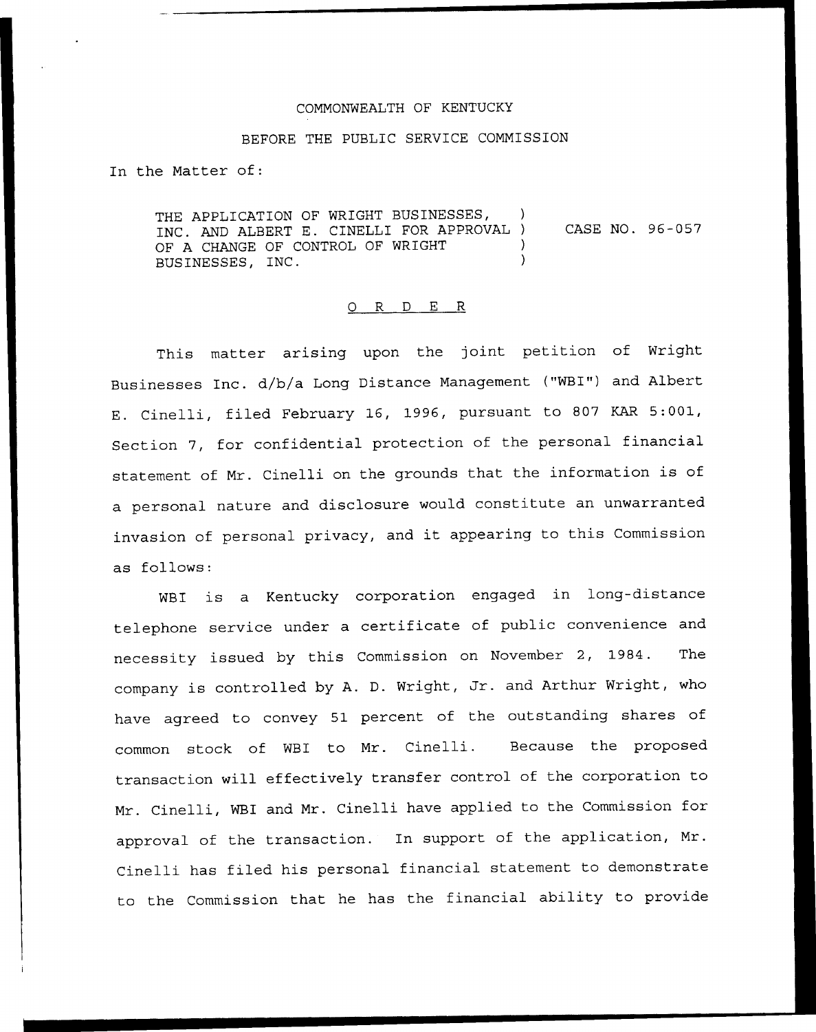COMMONWEALTH OF KENTUCKY

BEFORE THE PUBLIC SERVICE COMMISSION

In the Matter of:

THE APPLICATION OF WRIGHT BUSINESSES, INC. AND ALBERT E. CINELLI FOR APPROVAL OF A CHANGE OF CONTROL OF WRIGHT BUSINESSES, INC. ) CASE NO. 96-057

O R D E R

This matter arising upon the joint petition of Wright Businesses Inc. d/b/a Long Distance Management ("WBI") and Albert E. Cinelli, filed February 16, 1996, pursuant to 807 KAR 5:001, Section 7, for confidential protection of the personal financial statement of Mr. Cinelli on the grounds that the information is of a personal nature and disclosure would constitute an unwarranted invasion of personal privacy, and it appearing to this Commission as follows:

WBI is a Kentucky corporation engaged in long-distance telephone service under a certificate of public convenience and necessity issued by this Commission on November 2, 1984. The company is controlled by A. D. Wright, Jr. and Arthur Wright, who have agreed to convey 51 percent of the outstanding shares of common stock of WBI to Mr. Cinelli. Because the proposed transaction will effectively transfer control of the corporation to Mr. Cinelli, WBI and Mr. Cinelli have applied to the Commission for approval of the transaction. In support of the application, Mr. Cinelli has filed his personal financial statement to demonstrate to the Commission that he has the financial ability to provide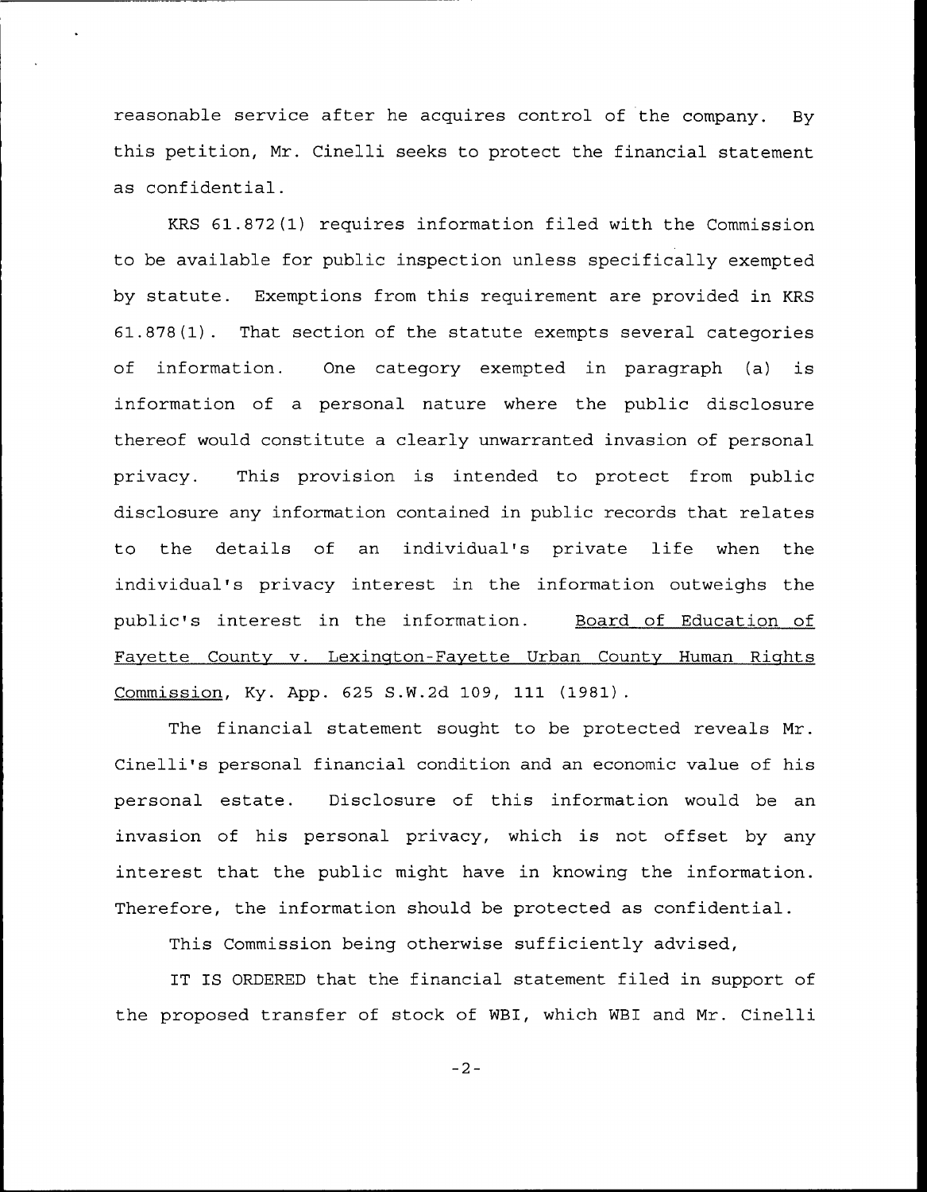reasonable service after he acquires control of the company. By this petition, Mr. Cinelli seeks to protect the financial statement as confidential.

KRS 61.872(1) requires information filed with the Commission to be available for public inspection unless specifically exempted by statute. Exemptions from this requirement are provided in KRS 61.878(1). That section of the statute exempts several categories of information. One category exempted in paragraph (a) is information of a personal nature where the public disclosure thereof would constitute a clearly unwarranted invasion of personal privacy. This provision is intended to protect from public disclosure any information contained in public records that relates to the details of an individual's private life when the individual's privacy interest in the information outweighs the public's interest in the information. Board of Education of Fayette County v. Lexington-Fayette Urban County Human Rights Commission, Ky. App. 625 S.W.2d 109, 111 (1981).

The financial statement sought to be protected reveals Mr. Cinelli's personal financial condition and an economic value of his personal estate. Disclosure of this information would be an invasion of his personal privacy, which is not offset by any interest that the public might have in knowing the information. Therefore, the information should be protected as confidential.

This Commission being otherwise sufficiently advised,

IT IS ORDERED that the financial statement filed in support of the proposed transfer of stock of WBI, which WBI and Mr. Cinelli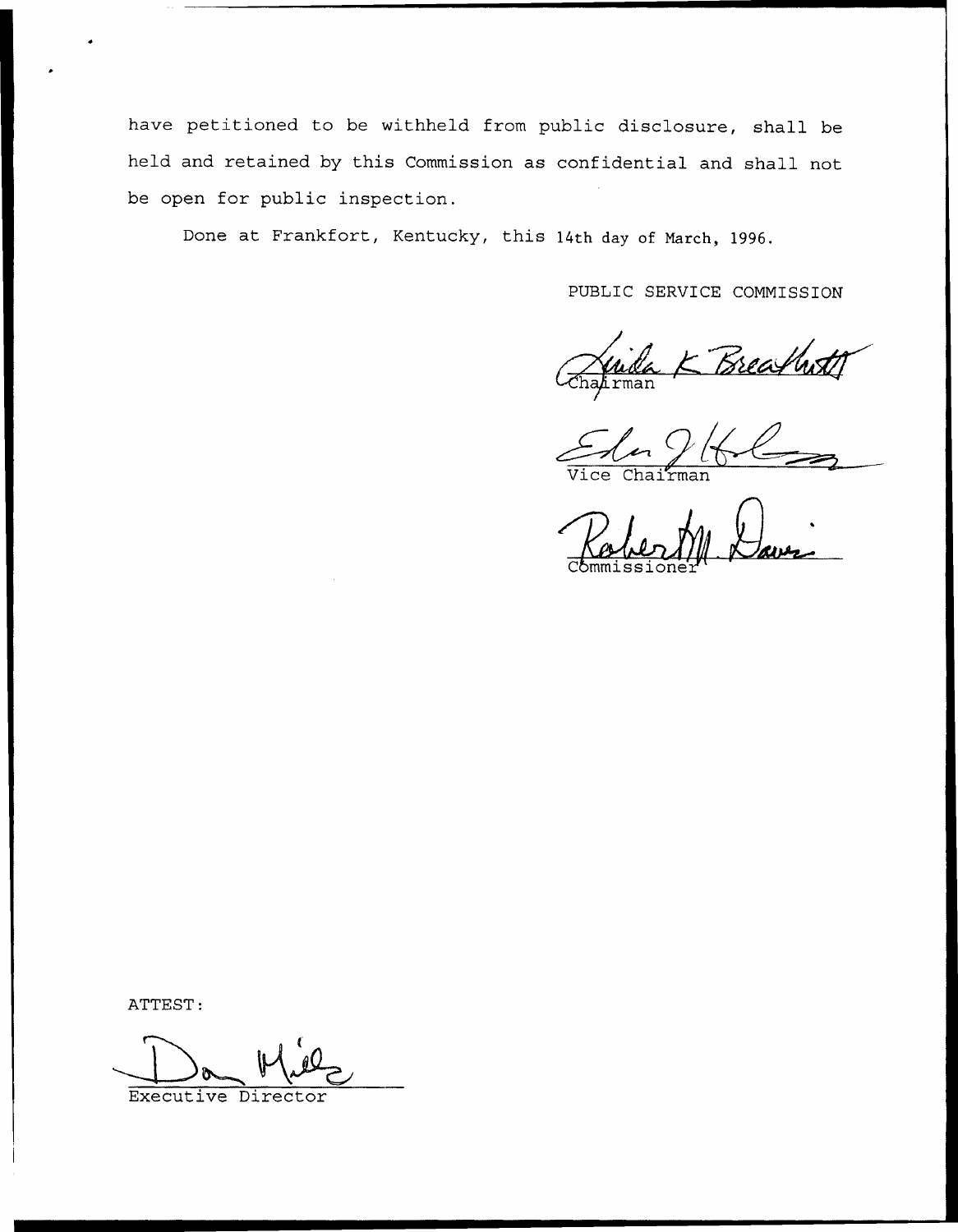have petitioned to be withheld from public disclosure, shall be held and retained by this Commission as confidential and shall not be open for public inspection.

Done at Frankfort, Kentucky, this 14th day of March, 1996.

PUBLIC SERVICE COMMISSION

Chairman

Vice Chairman

Commissioner

ATTEST:

Executive Director